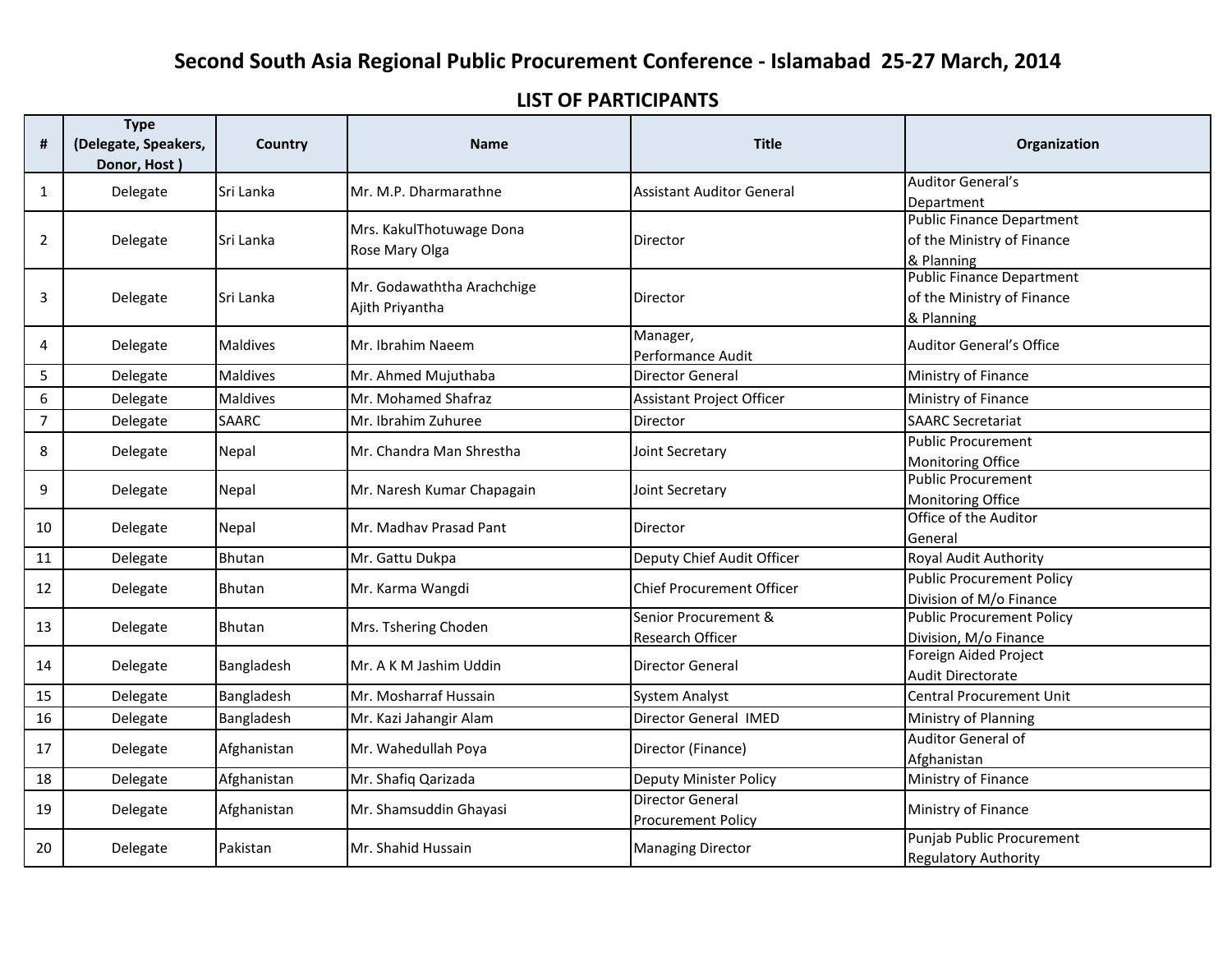# Second South Asia Regional Public Procurement Conference - Islamabad 25-27 March, 2014

## LIST OF PARTICIPANTS

| # | Type (Delegate, Speakers, Donor, Host ) | Country | Name | Title | Organization |
|---|---|---|---|---|---|
| 1 | Delegate | Sri Lanka | Mr. M.P. Dharmarathne | Assistant Auditor General | Auditor General's Department |
| 2 | Delegate | Sri Lanka | Mrs. KakulThotuwage Dona Rose Mary Olga | Director | Public Finance Department of the Ministry of Finance & Planning |
| 3 | Delegate | Sri Lanka | Mr. Godawaththa Arachchige Ajith Priyantha | Director | Public Finance Department of the Ministry of Finance & Planning |
| 4 | Delegate | Maldives | Mr. Ibrahim Naeem | Manager, Performance Audit | Auditor General's Office |
| 5 | Delegate | Maldives | Mr. Ahmed Mujuthaba | Director General | Ministry of Finance |
| 6 | Delegate | Maldives | Mr. Mohamed Shafraz | Assistant Project Officer | Ministry of Finance |
| 7 | Delegate | SAARC | Mr. Ibrahim Zuhuree | Director | SAARC Secretariat |
| 8 | Delegate | Nepal | Mr. Chandra Man Shrestha | Joint Secretary | Public Procurement Monitoring Office |
| 9 | Delegate | Nepal | Mr. Naresh Kumar Chapagain | Joint Secretary | Public Procurement Monitoring Office |
| 10 | Delegate | Nepal | Mr. Madhav Prasad Pant | Director | Office of the Auditor General |
| 11 | Delegate | Bhutan | Mr. Gattu Dukpa | Deputy Chief Audit Officer | Royal Audit Authority |
| 12 | Delegate | Bhutan | Mr. Karma Wangdi | Chief Procurement Officer | Public Procurement Policy Division of M/o Finance |
| 13 | Delegate | Bhutan | Mrs. Tshering Choden | Senior Procurement & Research Officer | Public Procurement Policy Division, M/o Finance |
| 14 | Delegate | Bangladesh | Mr. A K M Jashim Uddin | Director General | Foreign Aided Project Audit Directorate |
| 15 | Delegate | Bangladesh | Mr. Mosharraf Hussain | System Analyst | Central Procurement Unit |
| 16 | Delegate | Bangladesh | Mr. Kazi Jahangir Alam | Director General IMED | Ministry of Planning |
| 17 | Delegate | Afghanistan | Mr. Wahedullah Poya | Director (Finance) | Auditor General of Afghanistan |
| 18 | Delegate | Afghanistan | Mr. Shafiq Qarizada | Deputy Minister Policy | Ministry of Finance |
| 19 | Delegate | Afghanistan | Mr. Shamsuddin Ghayasi | Director General Procurement Policy | Ministry of Finance |
| 20 | Delegate | Pakistan | Mr. Shahid Hussain | Managing Director | Punjab Public Procurement Regulatory Authority |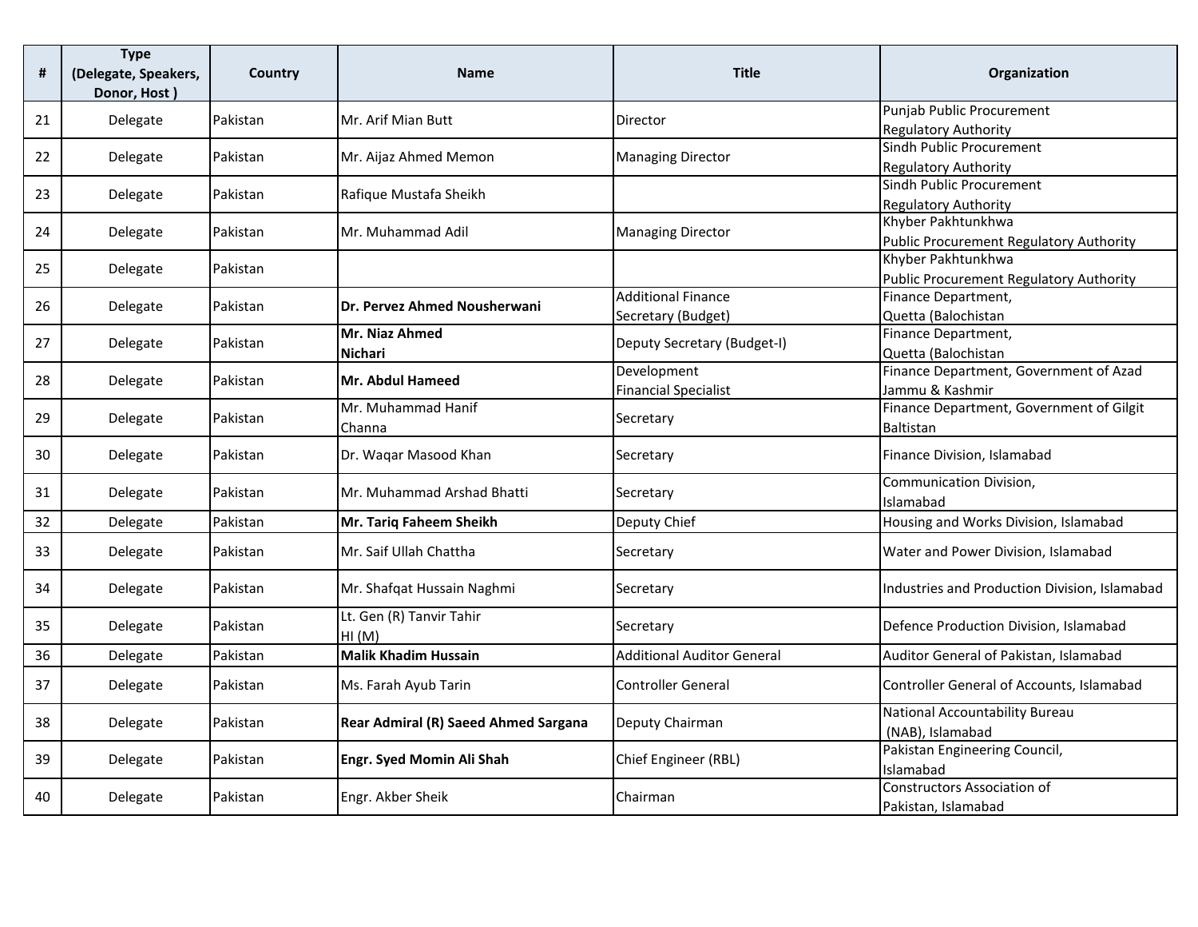| # | Type (Delegate, Speakers, Donor, Host ) | Country | Name | Title | Organization |
|---|---|---|---|---|---|
| 21 | Delegate | Pakistan | Mr. Arif Mian Butt | Director | Punjab Public Procurement Regulatory Authority |
| 22 | Delegate | Pakistan | Mr. Aijaz Ahmed Memon | Managing Director | Sindh Public Procurement Regulatory Authority |
| 23 | Delegate | Pakistan | Rafique Mustafa Sheikh | | Sindh Public Procurement Regulatory Authority |
| 24 | Delegate | Pakistan | Mr. Muhammad Adil | Managing Director | Khyber Pakhtunkhwa Public Procurement Regulatory Authority |
| 25 | Delegate | Pakistan | | | Khyber Pakhtunkhwa Public Procurement Regulatory Authority |
| 26 | Delegate | Pakistan | **Dr. Pervez Ahmed Nousherwani** | Additional Finance Secretary (Budget) | Finance Department, Quetta (Balochistan |
| 27 | Delegate | Pakistan | **Mr. Niaz Ahmed Nichari** | Deputy Secretary (Budget-I) | Finance Department, Quetta (Balochistan |
| 28 | Delegate | Pakistan | **Mr. Abdul Hameed** | Development Financial Specialist | Finance Department, Government of Azad Jammu & Kashmir |
| 29 | Delegate | Pakistan | Mr. Muhammad Hanif Channa | Secretary | Finance Department, Government of Gilgit Baltistan |
| 30 | Delegate | Pakistan | Dr. Waqar Masood Khan | Secretary | Finance Division, Islamabad |
| 31 | Delegate | Pakistan | Mr. Muhammad Arshad Bhatti | Secretary | Communication Division, Islamabad |
| 32 | Delegate | Pakistan | **Mr. Tariq Faheem Sheikh** | Deputy Chief | Housing and Works Division, Islamabad |
| 33 | Delegate | Pakistan | Mr. Saif Ullah Chattha | Secretary | Water and Power Division, Islamabad |
| 34 | Delegate | Pakistan | Mr. Shafqat Hussain Naghmi | Secretary | Industries and Production Division, Islamabad |
| 35 | Delegate | Pakistan | Lt. Gen (R) Tanvir Tahir HI (M) | Secretary | Defence Production Division, Islamabad |
| 36 | Delegate | Pakistan | **Malik Khadim Hussain** | Additional Auditor General | Auditor General of Pakistan, Islamabad |
| 37 | Delegate | Pakistan | Ms. Farah Ayub Tarin | Controller General | Controller General of Accounts, Islamabad |
| 38 | Delegate | Pakistan | **Rear Admiral (R) Saeed Ahmed Sargana** | Deputy Chairman | National Accountability Bureau (NAB), Islamabad |
| 39 | Delegate | Pakistan | **Engr. Syed Momin Ali Shah** | Chief Engineer (RBL) | Pakistan Engineering Council, Islamabad |
| 40 | Delegate | Pakistan | Engr. Akber Sheik | Chairman | Constructors Association of Pakistan, Islamabad |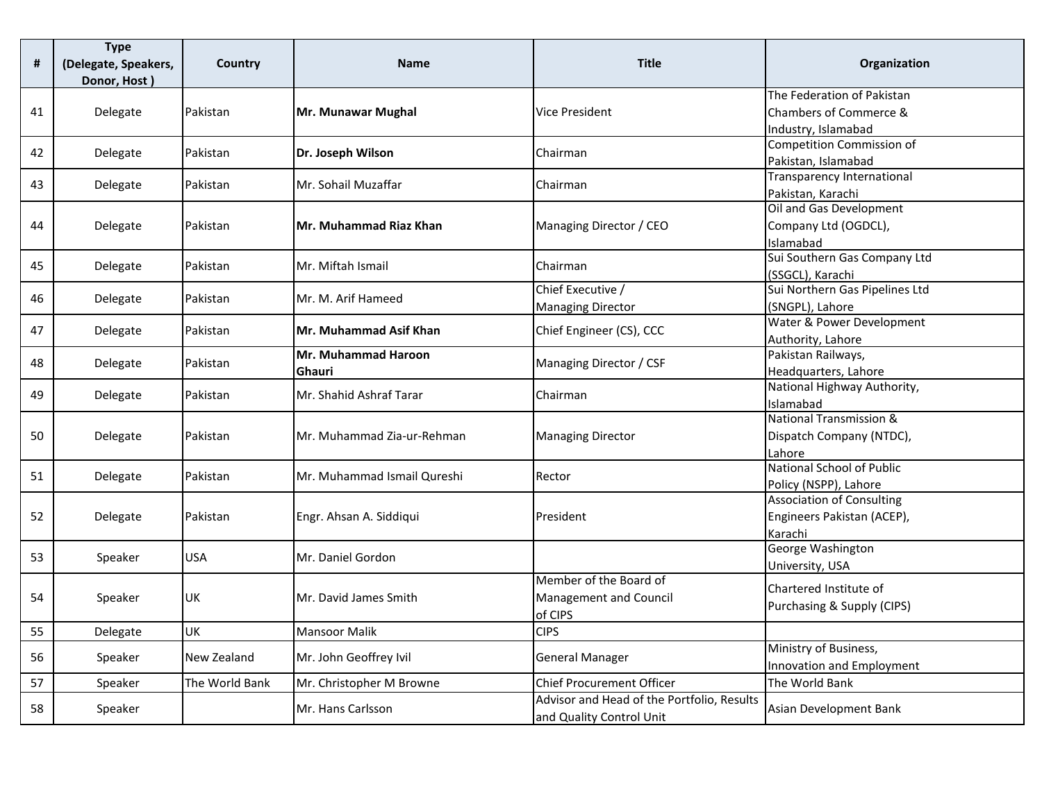| # | Type (Delegate, Speakers, Donor, Host ) | Country | Name | Title | Organization |
|---|---|---|---|---|---|
| 41 | Delegate | Pakistan | **Mr. Munawar Mughal** | Vice President | The Federation of Pakistan Chambers of Commerce & Industry, Islamabad |
| 42 | Delegate | Pakistan | **Dr. Joseph Wilson** | Chairman | Competition Commission of Pakistan, Islamabad |
| 43 | Delegate | Pakistan | Mr. Sohail Muzaffar | Chairman | Transparency International Pakistan, Karachi |
| 44 | Delegate | Pakistan | **Mr. Muhammad Riaz Khan** | Managing Director / CEO | Oil and Gas Development Company Ltd (OGDCL), Islamabad |
| 45 | Delegate | Pakistan | Mr. Miftah Ismail | Chairman | Sui Southern Gas Company Ltd (SSGCL), Karachi |
| 46 | Delegate | Pakistan | Mr. M. Arif Hameed | Chief Executive / Managing Director | Sui Northern Gas Pipelines Ltd (SNGPL), Lahore |
| 47 | Delegate | Pakistan | **Mr. Muhammad Asif Khan** | Chief Engineer (CS), CCC | Water & Power Development Authority, Lahore |
| 48 | Delegate | Pakistan | **Mr. Muhammad Haroon Ghauri** | Managing Director / CSF | Pakistan Railways, Headquarters, Lahore |
| 49 | Delegate | Pakistan | Mr. Shahid Ashraf Tarar | Chairman | National Highway Authority, Islamabad |
| 50 | Delegate | Pakistan | Mr. Muhammad Zia-ur-Rehman | Managing Director | National Transmission & Dispatch Company (NTDC), Lahore |
| 51 | Delegate | Pakistan | Mr. Muhammad Ismail Qureshi | Rector | National School of Public Policy (NSPP), Lahore |
| 52 | Delegate | Pakistan | Engr. Ahsan A. Siddiqui | President | Association of Consulting Engineers Pakistan (ACEP), Karachi |
| 53 | Speaker | USA | Mr. Daniel Gordon | | George Washington University, USA |
| 54 | Speaker | UK | Mr. David James Smith | Member of the Board of Management and Council of CIPS | Chartered Institute of Purchasing & Supply (CIPS) |
| 55 | Delegate | UK | Mansoor Malik | CIPS | |
| 56 | Speaker | New Zealand | Mr. John Geoffrey Ivil | General Manager | Ministry of Business, Innovation and Employment |
| 57 | Speaker | The World Bank | Mr. Christopher M Browne | Chief Procurement Officer | The World Bank |
| 58 | Speaker | | Mr. Hans Carlsson | Advisor and Head of the Portfolio, Results and Quality Control Unit | Asian Development Bank |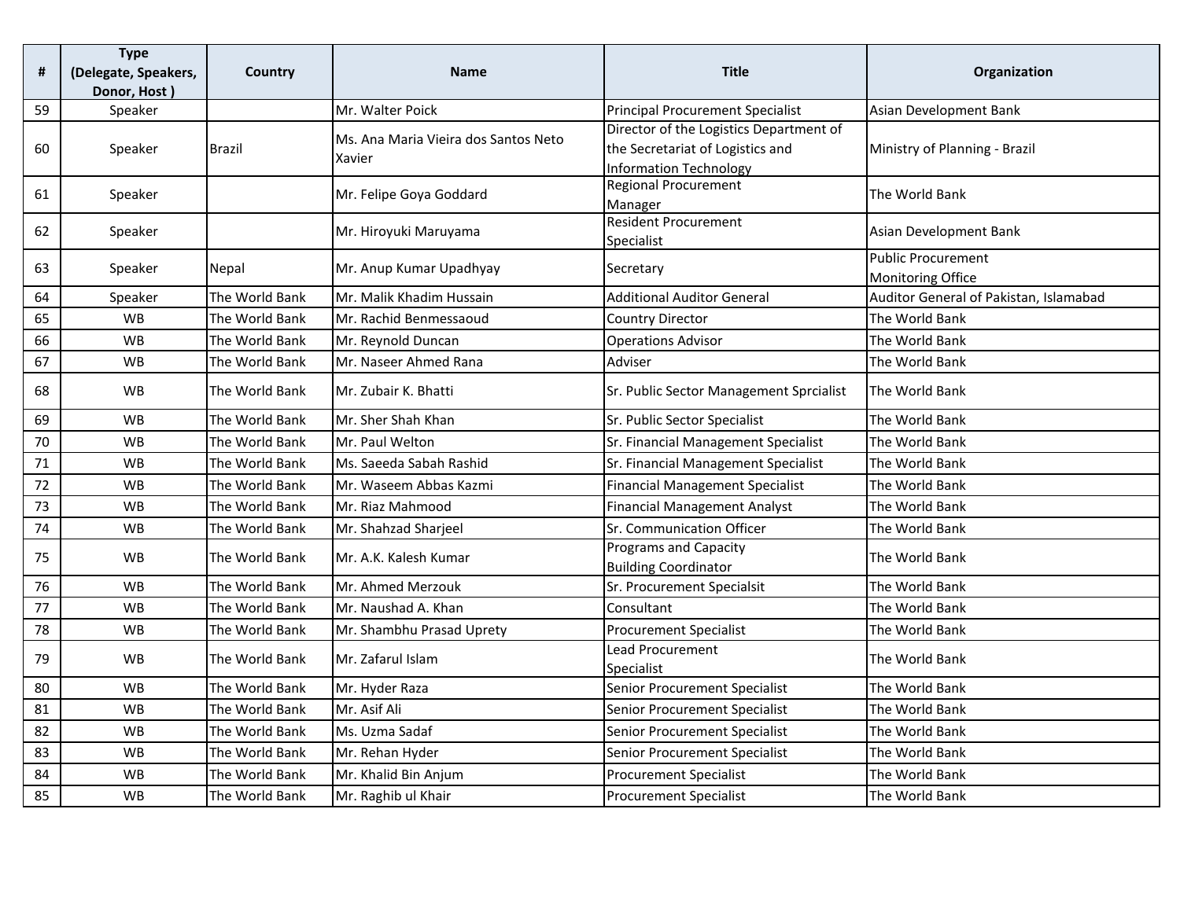| # | Type (Delegate, Speakers, Donor, Host ) | Country | Name | Title | Organization |
|---|---|---|---|---|---|
| 59 | Speaker | | Mr. Walter Poick | Principal Procurement Specialist | Asian Development Bank |
| 60 | Speaker | Brazil | Ms. Ana Maria Vieira dos Santos Neto Xavier | Director of the Logistics Department of the Secretariat of Logistics and Information Technology | Ministry of Planning - Brazil |
| 61 | Speaker | | Mr. Felipe Goya Goddard | Regional Procurement Manager | The World Bank |
| 62 | Speaker | | Mr. Hiroyuki Maruyama | Resident Procurement Specialist | Asian Development Bank |
| 63 | Speaker | Nepal | Mr. Anup Kumar Upadhyay | Secretary | Public Procurement Monitoring Office |
| 64 | Speaker | The World Bank | Mr. Malik Khadim Hussain | Additional Auditor General | Auditor General of Pakistan, Islamabad |
| 65 | WB | The World Bank | Mr. Rachid Benmessaoud | Country Director | The World Bank |
| 66 | WB | The World Bank | Mr. Reynold Duncan | Operations Advisor | The World Bank |
| 67 | WB | The World Bank | Mr. Naseer Ahmed Rana | Adviser | The World Bank |
| 68 | WB | The World Bank | Mr. Zubair K. Bhatti | Sr. Public Sector Management Sprcialist | The World Bank |
| 69 | WB | The World Bank | Mr. Sher Shah Khan | Sr. Public Sector Specialist | The World Bank |
| 70 | WB | The World Bank | Mr. Paul Welton | Sr. Financial Management Specialist | The World Bank |
| 71 | WB | The World Bank | Ms. Saeeda Sabah Rashid | Sr. Financial Management Specialist | The World Bank |
| 72 | WB | The World Bank | Mr. Waseem Abbas Kazmi | Financial Management Specialist | The World Bank |
| 73 | WB | The World Bank | Mr. Riaz Mahmood | Financial Management Analyst | The World Bank |
| 74 | WB | The World Bank | Mr. Shahzad Sharjeel | Sr. Communication Officer | The World Bank |
| 75 | WB | The World Bank | Mr. A.K. Kalesh Kumar | Programs and Capacity Building Coordinator | The World Bank |
| 76 | WB | The World Bank | Mr. Ahmed Merzouk | Sr. Procurement Specialsit | The World Bank |
| 77 | WB | The World Bank | Mr. Naushad A. Khan | Consultant | The World Bank |
| 78 | WB | The World Bank | Mr. Shambhu Prasad Uprety | Procurement Specialist | The World Bank |
| 79 | WB | The World Bank | Mr. Zafarul Islam | Lead Procurement Specialist | The World Bank |
| 80 | WB | The World Bank | Mr. Hyder Raza | Senior Procurement Specialist | The World Bank |
| 81 | WB | The World Bank | Mr. Asif Ali | Senior Procurement Specialist | The World Bank |
| 82 | WB | The World Bank | Ms. Uzma Sadaf | Senior Procurement Specialist | The World Bank |
| 83 | WB | The World Bank | Mr. Rehan Hyder | Senior Procurement Specialist | The World Bank |
| 84 | WB | The World Bank | Mr. Khalid Bin Anjum | Procurement Specialist | The World Bank |
| 85 | WB | The World Bank | Mr. Raghib ul Khair | Procurement Specialist | The World Bank |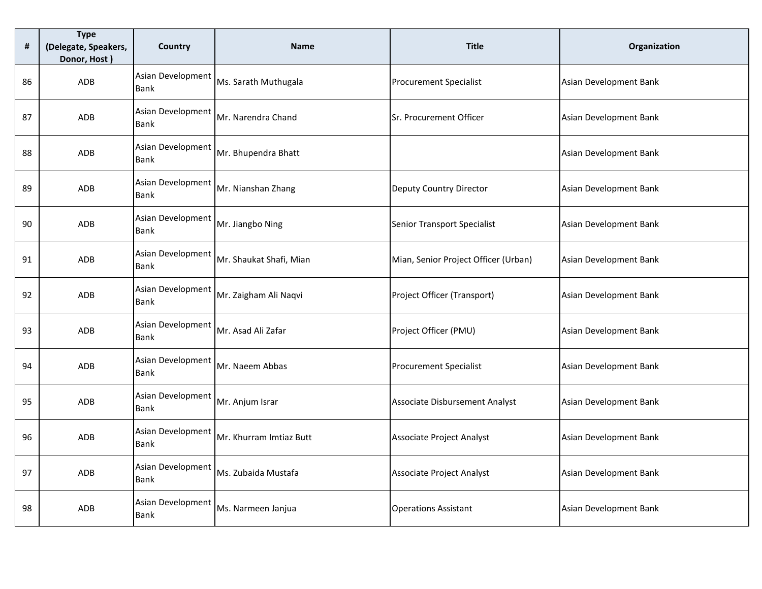| # | Type (Delegate, Speakers, Donor, Host ) | Country | Name | Title | Organization |
|---|---|---|---|---|---|
| 86 | ADB | Asian Development Bank | Ms. Sarath Muthugala | Procurement Specialist | Asian Development Bank |
| 87 | ADB | Asian Development Bank | Mr. Narendra Chand | Sr. Procurement Officer | Asian Development Bank |
| 88 | ADB | Asian Development Bank | Mr. Bhupendra Bhatt | | Asian Development Bank |
| 89 | ADB | Asian Development Bank | Mr. Nianshan Zhang | Deputy Country Director | Asian Development Bank |
| 90 | ADB | Asian Development Bank | Mr. Jiangbo Ning | Senior Transport Specialist | Asian Development Bank |
| 91 | ADB | Asian Development Bank | Mr. Shaukat Shafi, Mian | Mian, Senior Project Officer (Urban) | Asian Development Bank |
| 92 | ADB | Asian Development Bank | Mr. Zaigham Ali Naqvi | Project Officer (Transport) | Asian Development Bank |
| 93 | ADB | Asian Development Bank | Mr. Asad Ali Zafar | Project Officer (PMU) | Asian Development Bank |
| 94 | ADB | Asian Development Bank | Mr. Naeem Abbas | Procurement Specialist | Asian Development Bank |
| 95 | ADB | Asian Development Bank | Mr. Anjum Israr | Associate Disbursement Analyst | Asian Development Bank |
| 96 | ADB | Asian Development Bank | Mr. Khurram Imtiaz Butt | Associate Project Analyst | Asian Development Bank |
| 97 | ADB | Asian Development Bank | Ms. Zubaida Mustafa | Associate Project Analyst | Asian Development Bank |
| 98 | ADB | Asian Development Bank | Ms. Narmeen Janjua | Operations Assistant | Asian Development Bank |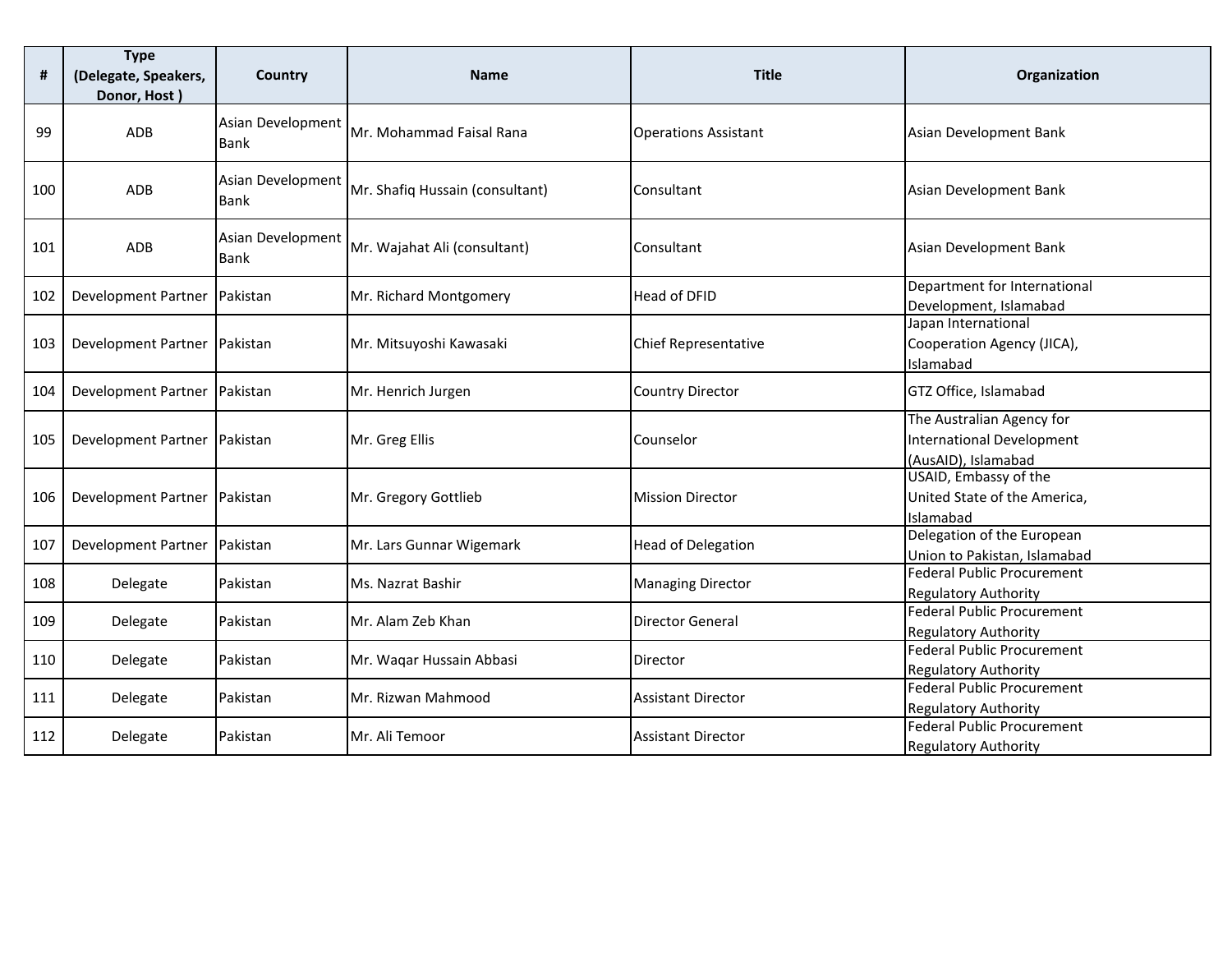| # | Type (Delegate, Speakers, Donor, Host ) | Country | Name | Title | Organization |
|---|---|---|---|---|---|
| 99 | ADB | Asian Development Bank | Mr. Mohammad Faisal Rana | Operations Assistant | Asian Development Bank |
| 100 | ADB | Asian Development Bank | Mr. Shafiq Hussain (consultant) | Consultant | Asian Development Bank |
| 101 | ADB | Asian Development Bank | Mr. Wajahat Ali (consultant) | Consultant | Asian Development Bank |
| 102 | Development Partner | Pakistan | Mr. Richard Montgomery | Head of DFID | Department for International Development, Islamabad |
| 103 | Development Partner | Pakistan | Mr. Mitsuyoshi Kawasaki | Chief Representative | Japan International Cooperation Agency (JICA), Islamabad |
| 104 | Development Partner | Pakistan | Mr. Henrich Jurgen | Country Director | GTZ Office, Islamabad |
| 105 | Development Partner | Pakistan | Mr. Greg Ellis | Counselor | The Australian Agency for International Development (AusAID), Islamabad |
| 106 | Development Partner | Pakistan | Mr. Gregory Gottlieb | Mission Director | USAID, Embassy of the United State of the America, Islamabad |
| 107 | Development Partner | Pakistan | Mr. Lars Gunnar Wigemark | Head of Delegation | Delegation of the European Union to Pakistan, Islamabad |
| 108 | Delegate | Pakistan | Ms. Nazrat Bashir | Managing Director | Federal Public Procurement Regulatory Authority |
| 109 | Delegate | Pakistan | Mr. Alam Zeb Khan | Director General | Federal Public Procurement Regulatory Authority |
| 110 | Delegate | Pakistan | Mr. Waqar Hussain Abbasi | Director | Federal Public Procurement Regulatory Authority |
| 111 | Delegate | Pakistan | Mr. Rizwan Mahmood | Assistant Director | Federal Public Procurement Regulatory Authority |
| 112 | Delegate | Pakistan | Mr. Ali Temoor | Assistant Director | Federal Public Procurement Regulatory Authority |